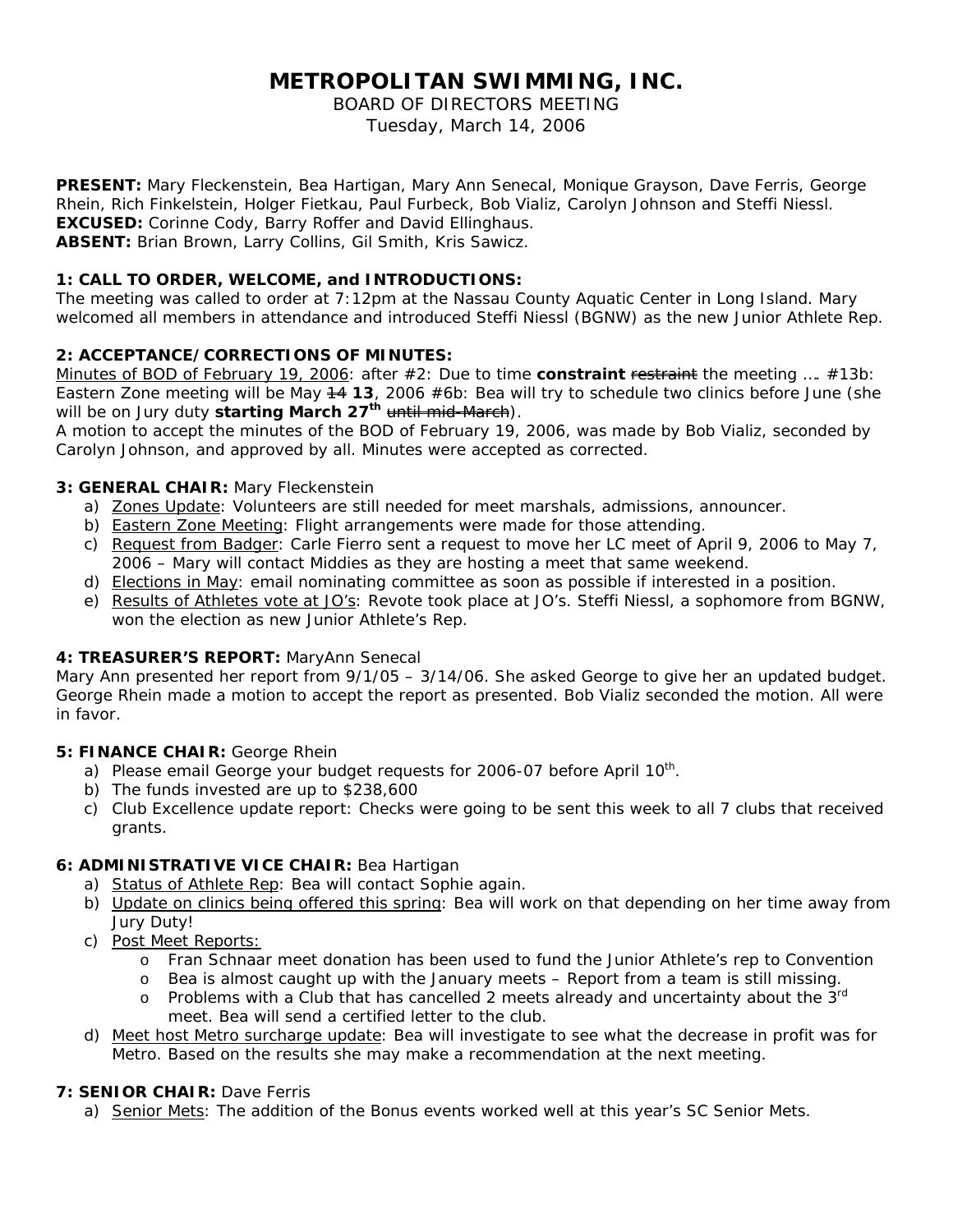# METROPOLITAN SWIMMING, INC.

BOARD OF DIRECTORS MEETING
Tuesday, March 14, 2006

**PRESENT:** Mary Fleckenstein, Bea Hartigan, Mary Ann Senecal, Monique Grayson, Dave Ferris, George Rhein, Rich Finkelstein, Holger Fietkau, Paul Furbeck, Bob Vializ, Carolyn Johnson and Steffi Niessl.
**EXCUSED:** Corinne Cody, Barry Roffer and David Ellinghaus.
**ABSENT:** Brian Brown, Larry Collins, Gil Smith, Kris Sawicz.

**1: CALL TO ORDER, WELCOME, and INTRODUCTIONS:**
The meeting was called to order at 7:12pm at the Nassau County Aquatic Center in Long Island. Mary welcomed all members in attendance and introduced Steffi Niessl (BGNW) as the new Junior Athlete Rep.

**2: ACCEPTANCE/CORRECTIONS OF MINUTES:**
Minutes of BOD of February 19, 2006: after #2: Due to time **constraint** ~~restraint~~ the meeting …. #13b: Eastern Zone meeting will be May ~~14~~ **13**, 2006 #6b: Bea will try to schedule two clinics before June (she will be on Jury duty **starting March 27th** ~~until mid-March~~).
A motion to accept the minutes of the BOD of February 19, 2006, was made by Bob Vializ, seconded by Carolyn Johnson, and approved by all. Minutes were accepted as corrected.

**3: GENERAL CHAIR:** Mary Fleckenstein

a) Zones Update: Volunteers are still needed for meet marshals, admissions, announcer.
b) Eastern Zone Meeting: Flight arrangements were made for those attending.
c) Request from Badger: Carle Fierro sent a request to move her LC meet of April 9, 2006 to May 7, 2006 – Mary will contact Middies as they are hosting a meet that same weekend.
d) Elections in May: email nominating committee as soon as possible if interested in a position.
e) Results of Athletes vote at JO's: Revote took place at JO's. Steffi Niessl, a sophomore from BGNW, won the election as new Junior Athlete's Rep.

**4: TREASURER'S REPORT:** MaryAnn Senecal
Mary Ann presented her report from 9/1/05 – 3/14/06. She asked George to give her an updated budget. George Rhein made a motion to accept the report as presented. Bob Vializ seconded the motion. All were in favor.

**5: FINANCE CHAIR:** George Rhein

a) Please email George your budget requests for 2006-07 before April 10th.
b) The funds invested are up to $238,600
c) Club Excellence update report: Checks were going to be sent this week to all 7 clubs that received grants.

**6: ADMINISTRATIVE VICE CHAIR:** Bea Hartigan

a) Status of Athlete Rep: Bea will contact Sophie again.
b) Update on clinics being offered this spring: Bea will work on that depending on her time away from Jury Duty!
c) Post Meet Reports:
   - Fran Schnaar meet donation has been used to fund the Junior Athlete's rep to Convention
   - Bea is almost caught up with the January meets – Report from a team is still missing.
   - Problems with a Club that has cancelled 2 meets already and uncertainty about the 3rd meet. Bea will send a certified letter to the club.
d) Meet host Metro surcharge update: Bea will investigate to see what the decrease in profit was for Metro. Based on the results she may make a recommendation at the next meeting.

**7: SENIOR CHAIR:** Dave Ferris

a) Senior Mets: The addition of the Bonus events worked well at this year's SC Senior Mets.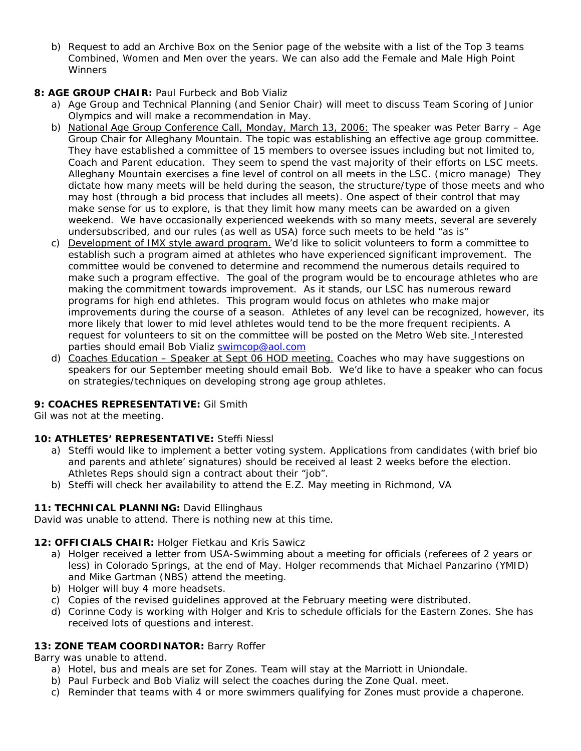b) Request to add an Archive Box on the Senior page of the website with a list of the Top 3 teams Combined, Women and Men over the years. We can also add the Female and Male High Point Winners

**8: AGE GROUP CHAIR:** Paul Furbeck and Bob Vializ

a) Age Group and Technical Planning (and Senior Chair) will meet to discuss Team Scoring of Junior Olympics and will make a recommendation in May.
b) National Age Group Conference Call, Monday, March 13, 2006: The speaker was Peter Barry – Age Group Chair for Alleghany Mountain. The topic was establishing an effective age group committee. They have established a committee of 15 members to oversee issues including but not limited to, Coach and Parent education. They seem to spend the vast majority of their efforts on LSC meets. Alleghany Mountain exercises a fine level of control on all meets in the LSC. (micro manage) They dictate how many meets will be held during the season, the structure/type of those meets and who may host (through a bid process that includes all meets). One aspect of their control that may make sense for us to explore, is that they limit how many meets can be awarded on a given weekend. We have occasionally experienced weekends with so many meets, several are severely undersubscribed, and our rules (as well as USA) force such meets to be held "as is"
c) Development of IMX style award program. We'd like to solicit volunteers to form a committee to establish such a program aimed at athletes who have experienced significant improvement. The committee would be convened to determine and recommend the numerous details required to make such a program effective. The goal of the program would be to encourage athletes who are making the commitment towards improvement. As it stands, our LSC has numerous reward programs for high end athletes. This program would focus on athletes who make major improvements during the course of a season. Athletes of any level can be recognized, however, its more likely that lower to mid level athletes would tend to be the more frequent recipients. A request for volunteers to sit on the committee will be posted on the Metro Web site. Interested parties should email Bob Vializ swimcop@aol.com
d) Coaches Education – Speaker at Sept 06 HOD meeting. Coaches who may have suggestions on speakers for our September meeting should email Bob. We'd like to have a speaker who can focus on strategies/techniques on developing strong age group athletes.

**9: COACHES REPRESENTATIVE:** Gil Smith

Gil was not at the meeting.

**10: ATHLETES' REPRESENTATIVE:** Steffi Niessl

a) Steffi would like to implement a better voting system. Applications from candidates (with brief bio and parents and athlete' signatures) should be received al least 2 weeks before the election. Athletes Reps should sign a contract about their "job".
b) Steffi will check her availability to attend the E.Z. May meeting in Richmond, VA

**11: TECHNICAL PLANNING:** David Ellinghaus

David was unable to attend. There is nothing new at this time.

**12: OFFICIALS CHAIR:** Holger Fietkau and Kris Sawicz

a) Holger received a letter from USA-Swimming about a meeting for officials (referees of 2 years or less) in Colorado Springs, at the end of May. Holger recommends that Michael Panzarino (YMID) and Mike Gartman (NBS) attend the meeting.
b) Holger will buy 4 more headsets.
c) Copies of the revised guidelines approved at the February meeting were distributed.
d) Corinne Cody is working with Holger and Kris to schedule officials for the Eastern Zones. She has received lots of questions and interest.

**13: ZONE TEAM COORDINATOR:** Barry Roffer

Barry was unable to attend.

a) Hotel, bus and meals are set for Zones. Team will stay at the Marriott in Uniondale.
b) Paul Furbeck and Bob Vializ will select the coaches during the Zone Qual. meet.
c) Reminder that teams with 4 or more swimmers qualifying for Zones must provide a chaperone.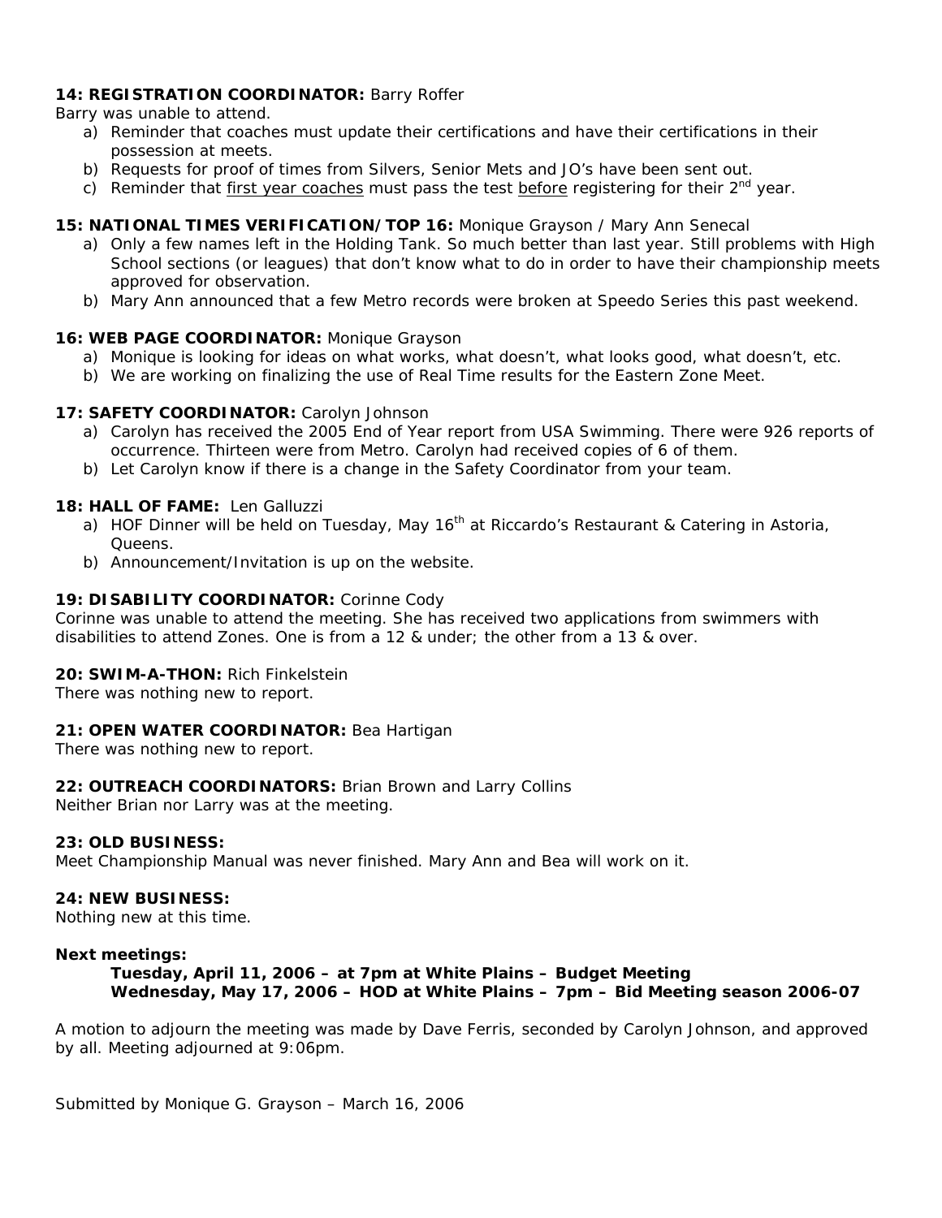**14: REGISTRATION COORDINATOR:** Barry Roffer

Barry was unable to attend.

a) Reminder that coaches must update their certifications and have their certifications in their possession at meets.
b) Requests for proof of times from Silvers, Senior Mets and JO's have been sent out.
c) Reminder that <u>first year coaches</u> must pass the test <u>before</u> registering for their 2nd year.

**15: NATIONAL TIMES VERIFICATION/TOP 16:** Monique Grayson / Mary Ann Senecal

a) Only a few names left in the Holding Tank. So much better than last year. Still problems with High School sections (or leagues) that don't know what to do in order to have their championship meets approved for observation.
b) Mary Ann announced that a few Metro records were broken at Speedo Series this past weekend.

**16: WEB PAGE COORDINATOR:** Monique Grayson

a) Monique is looking for ideas on what works, what doesn't, what looks good, what doesn't, etc.
b) We are working on finalizing the use of Real Time results for the Eastern Zone Meet.

**17: SAFETY COORDINATOR:** Carolyn Johnson

a) Carolyn has received the 2005 End of Year report from USA Swimming. There were 926 reports of occurrence. Thirteen were from Metro. Carolyn had received copies of 6 of them.
b) Let Carolyn know if there is a change in the Safety Coordinator from your team.

**18: HALL OF FAME:** Len Galluzzi

a) HOF Dinner will be held on Tuesday, May 16th at Riccardo's Restaurant & Catering in Astoria, Queens.
b) Announcement/Invitation is up on the website.

**19: DISABILITY COORDINATOR:** Corinne Cody

Corinne was unable to attend the meeting. She has received two applications from swimmers with disabilities to attend Zones. One is from a 12 & under; the other from a 13 & over.

**20: SWIM-A-THON:** Rich Finkelstein

There was nothing new to report.

**21: OPEN WATER COORDINATOR:** Bea Hartigan

There was nothing new to report.

**22: OUTREACH COORDINATORS:** Brian Brown and Larry Collins

Neither Brian nor Larry was at the meeting.

**23: OLD BUSINESS:**

Meet Championship Manual was never finished. Mary Ann and Bea will work on it.

**24: NEW BUSINESS:**

Nothing new at this time.

**Next meetings:**

**Tuesday, April 11, 2006 – at 7pm at White Plains – Budget Meeting**
**Wednesday, May 17, 2006 – HOD at White Plains – 7pm – Bid Meeting season 2006-07**

A motion to adjourn the meeting was made by Dave Ferris, seconded by Carolyn Johnson, and approved by all. Meeting adjourned at 9:06pm.

Submitted by Monique G. Grayson – March 16, 2006